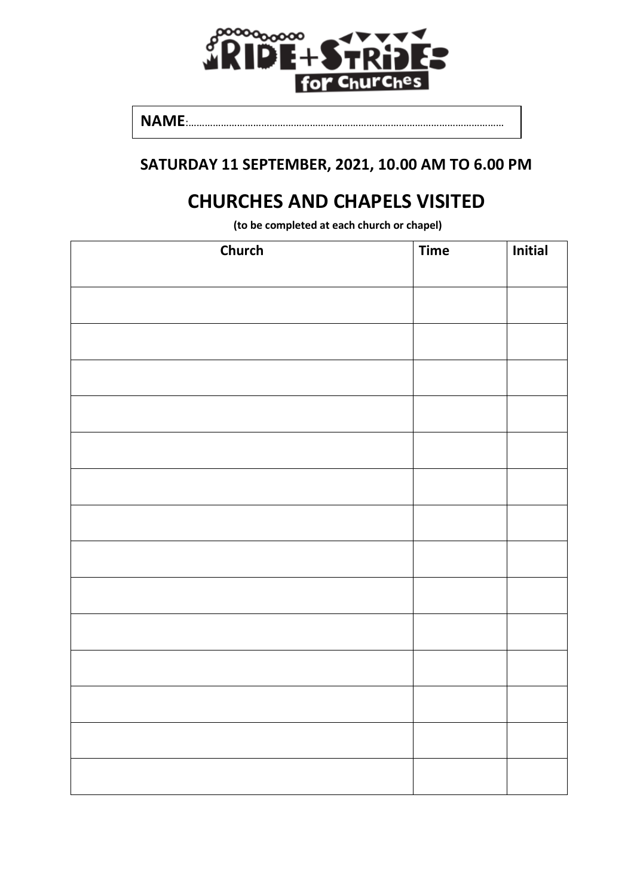RIDE+STRIDE for Churches

**NAME**:.....................................................................................................................

## SATURDAY 11 SEPTEMBER, 2021, 10.00 AM TO 6.00 PM

# CHURCHES AND CHAPELS VISITED

**(to be completed at each church or chapel)**

| Church | Time | Initial |
|---|---|---|
| | | |
| | | |
| | | |
| | | |
| | | |
| | | |
| | | |
| | | |
| | | |
| | | |
| | | |
| | | |
| | | |
| | | |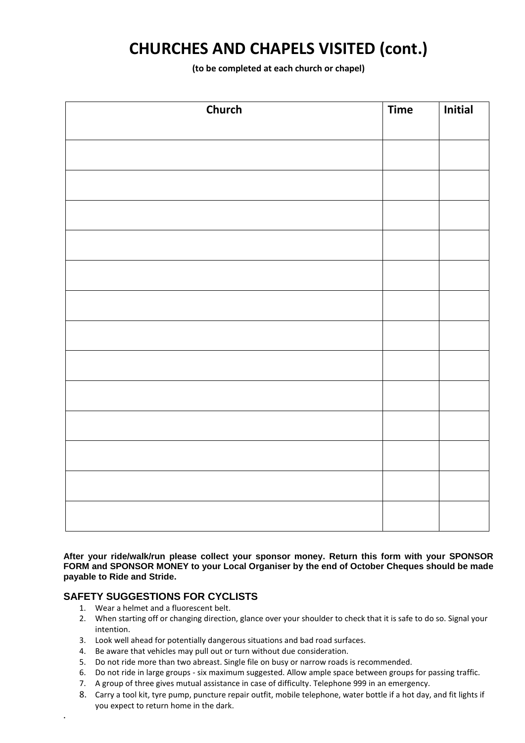# CHURCHES AND CHAPELS VISITED (cont.)

**(to be completed at each church or chapel)**

| Church | Time | Initial |
|---|---|---|
| | | |
| | | |
| | | |
| | | |
| | | |
| | | |
| | | |
| | | |
| | | |
| | | |
| | | |
| | | |
| | | |

**After your ride/walk/run please collect your sponsor money. Return this form with your SPONSOR FORM and SPONSOR MONEY to your Local Organiser by the end of October Cheques should be made payable to Ride and Stride.**

## SAFETY SUGGESTIONS FOR CYCLISTS

1. Wear a helmet and a fluorescent belt.
2. When starting off or changing direction, glance over your shoulder to check that it is safe to do so. Signal your intention.
3. Look well ahead for potentially dangerous situations and bad road surfaces.
4. Be aware that vehicles may pull out or turn without due consideration.
5. Do not ride more than two abreast. Single file on busy or narrow roads is recommended.
6. Do not ride in large groups - six maximum suggested. Allow ample space between groups for passing traffic.
7. A group of three gives mutual assistance in case of difficulty. Telephone 999 in an emergency.
8. Carry a tool kit, tyre pump, puncture repair outfit, mobile telephone, water bottle if a hot day, and fit lights if you expect to return home in the dark.